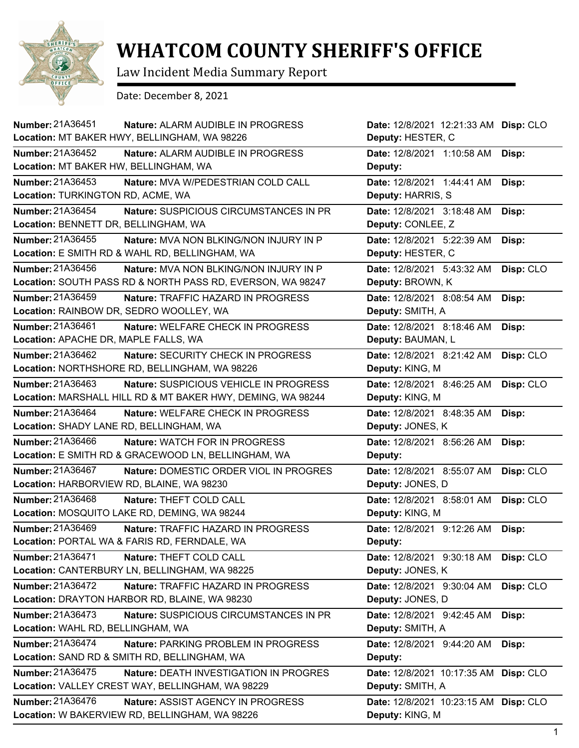# WHATCOM COUNTY SHERIFF'S OFFICE

Law Incident Media Summary Report

Date: December 8, 2021

| Number | Nature | Location | Date | Deputy | Disp |
|---|---|---|---|---|---|
| 21A36451 | ALARM AUDIBLE IN PROGRESS | MT BAKER HWY, BELLINGHAM, WA 98226 | 12/8/2021 12:21:33 AM | HESTER, C | CLO |
| 21A36452 | ALARM AUDIBLE IN PROGRESS | MT BAKER HW, BELLINGHAM, WA | 12/8/2021 1:10:58 AM | | |
| 21A36453 | MVA W/PEDESTRIAN COLD CALL | TURKINGTON RD, ACME, WA | 12/8/2021 1:44:41 AM | HARRIS, S | |
| 21A36454 | SUSPICIOUS CIRCUMSTANCES IN PR | BENNETT DR, BELLINGHAM, WA | 12/8/2021 3:18:48 AM | CONLEE, Z | |
| 21A36455 | MVA NON BLKING/NON INJURY IN P | E SMITH RD & WAHL RD, BELLINGHAM, WA | 12/8/2021 5:22:39 AM | HESTER, C | |
| 21A36456 | MVA NON BLKING/NON INJURY IN P | SOUTH PASS RD & NORTH PASS RD, EVERSON, WA 98247 | 12/8/2021 5:43:32 AM | BROWN, K | CLO |
| 21A36459 | TRAFFIC HAZARD IN PROGRESS | RAINBOW DR, SEDRO WOOLLEY, WA | 12/8/2021 8:08:54 AM | SMITH, A | |
| 21A36461 | WELFARE CHECK IN PROGRESS | APACHE DR, MAPLE FALLS, WA | 12/8/2021 8:18:46 AM | BAUMAN, L | |
| 21A36462 | SECURITY CHECK IN PROGRESS | NORTHSHORE RD, BELLINGHAM, WA 98226 | 12/8/2021 8:21:42 AM | KING, M | CLO |
| 21A36463 | SUSPICIOUS VEHICLE IN PROGRESS | MARSHALL HILL RD & MT BAKER HWY, DEMING, WA 98244 | 12/8/2021 8:46:25 AM | KING, M | CLO |
| 21A36464 | WELFARE CHECK IN PROGRESS | SHADY LANE RD, BELLINGHAM, WA | 12/8/2021 8:48:35 AM | JONES, K | |
| 21A36466 | WATCH FOR IN PROGRESS | E SMITH RD & GRACEWOOD LN, BELLINGHAM, WA | 12/8/2021 8:56:26 AM | | |
| 21A36467 | DOMESTIC ORDER VIOL IN PROGRES | HARBORVIEW RD, BLAINE, WA 98230 | 12/8/2021 8:55:07 AM | JONES, D | CLO |
| 21A36468 | THEFT COLD CALL | MOSQUITO LAKE RD, DEMING, WA 98244 | 12/8/2021 8:58:01 AM | KING, M | CLO |
| 21A36469 | TRAFFIC HAZARD IN PROGRESS | PORTAL WA & FARIS RD, FERNDALE, WA | 12/8/2021 9:12:26 AM | | |
| 21A36471 | THEFT COLD CALL | CANTERBURY LN, BELLINGHAM, WA 98225 | 12/8/2021 9:30:18 AM | JONES, K | CLO |
| 21A36472 | TRAFFIC HAZARD IN PROGRESS | DRAYTON HARBOR RD, BLAINE, WA 98230 | 12/8/2021 9:30:04 AM | JONES, D | CLO |
| 21A36473 | SUSPICIOUS CIRCUMSTANCES IN PR | WAHL RD, BELLINGHAM, WA | 12/8/2021 9:42:45 AM | SMITH, A | |
| 21A36474 | PARKING PROBLEM IN PROGRESS | SAND RD & SMITH RD, BELLINGHAM, WA | 12/8/2021 9:44:20 AM | | |
| 21A36475 | DEATH INVESTIGATION IN PROGRES | VALLEY CREST WAY, BELLINGHAM, WA 98229 | 12/8/2021 10:17:35 AM | SMITH, A | CLO |
| 21A36476 | ASSIST AGENCY IN PROGRESS | W BAKERVIEW RD, BELLINGHAM, WA 98226 | 12/8/2021 10:23:15 AM | KING, M | CLO |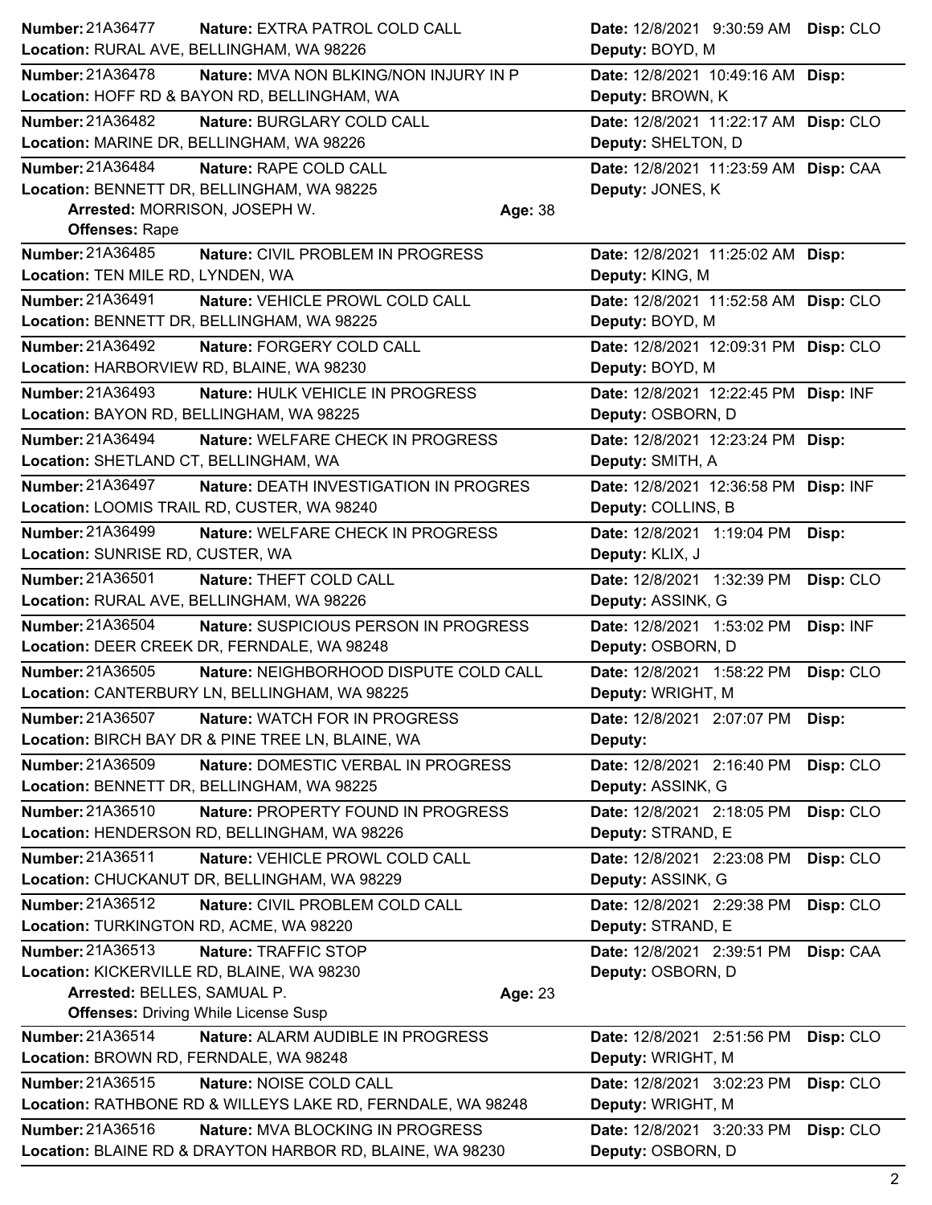**Number:** 21A36477 **Nature:** EXTRA PATROL COLD CALL **Date:** 12/8/2021 9:30:59 AM **Disp:** CLO
**Location:** RURAL AVE, BELLINGHAM, WA 98226 **Deputy:** BOYD, M

---

**Number:** 21A36478 **Nature:** MVA NON BLKING/NON INJURY IN P **Date:** 12/8/2021 10:49:16 AM **Disp:**
**Location:** HOFF RD & BAYON RD, BELLINGHAM, WA **Deputy:** BROWN, K

---

**Number:** 21A36482 **Nature:** BURGLARY COLD CALL **Date:** 12/8/2021 11:22:17 AM **Disp:** CLO
**Location:** MARINE DR, BELLINGHAM, WA 98226 **Deputy:** SHELTON, D

---

**Number:** 21A36484 **Nature:** RAPE COLD CALL **Date:** 12/8/2021 11:23:59 AM **Disp:** CAA
**Location:** BENNETT DR, BELLINGHAM, WA 98225 **Deputy:** JONES, K
**Arrested:** MORRISON, JOSEPH W. **Age:** 38
**Offenses:** Rape

---

**Number:** 21A36485 **Nature:** CIVIL PROBLEM IN PROGRESS **Date:** 12/8/2021 11:25:02 AM **Disp:**
**Location:** TEN MILE RD, LYNDEN, WA **Deputy:** KING, M

---

**Number:** 21A36491 **Nature:** VEHICLE PROWL COLD CALL **Date:** 12/8/2021 11:52:58 AM **Disp:** CLO
**Location:** BENNETT DR, BELLINGHAM, WA 98225 **Deputy:** BOYD, M

---

**Number:** 21A36492 **Nature:** FORGERY COLD CALL **Date:** 12/8/2021 12:09:31 PM **Disp:** CLO
**Location:** HARBORVIEW RD, BLAINE, WA 98230 **Deputy:** BOYD, M

---

**Number:** 21A36493 **Nature:** HULK VEHICLE IN PROGRESS **Date:** 12/8/2021 12:22:45 PM **Disp:** INF
**Location:** BAYON RD, BELLINGHAM, WA 98225 **Deputy:** OSBORN, D

---

**Number:** 21A36494 **Nature:** WELFARE CHECK IN PROGRESS **Date:** 12/8/2021 12:23:24 PM **Disp:**
**Location:** SHETLAND CT, BELLINGHAM, WA **Deputy:** SMITH, A

---

**Number:** 21A36497 **Nature:** DEATH INVESTIGATION IN PROGRES **Date:** 12/8/2021 12:36:58 PM **Disp:** INF
**Location:** LOOMIS TRAIL RD, CUSTER, WA 98240 **Deputy:** COLLINS, B

---

**Number:** 21A36499 **Nature:** WELFARE CHECK IN PROGRESS **Date:** 12/8/2021 1:19:04 PM **Disp:**
**Location:** SUNRISE RD, CUSTER, WA **Deputy:** KLIX, J

---

**Number:** 21A36501 **Nature:** THEFT COLD CALL **Date:** 12/8/2021 1:32:39 PM **Disp:** CLO
**Location:** RURAL AVE, BELLINGHAM, WA 98226 **Deputy:** ASSINK, G

---

**Number:** 21A36504 **Nature:** SUSPICIOUS PERSON IN PROGRESS **Date:** 12/8/2021 1:53:02 PM **Disp:** INF
**Location:** DEER CREEK DR, FERNDALE, WA 98248 **Deputy:** OSBORN, D

---

**Number:** 21A36505 **Nature:** NEIGHBORHOOD DISPUTE COLD CALL **Date:** 12/8/2021 1:58:22 PM **Disp:** CLO
**Location:** CANTERBURY LN, BELLINGHAM, WA 98225 **Deputy:** WRIGHT, M

---

**Number:** 21A36507 **Nature:** WATCH FOR IN PROGRESS **Date:** 12/8/2021 2:07:07 PM **Disp:**
**Location:** BIRCH BAY DR & PINE TREE LN, BLAINE, WA **Deputy:**

---

**Number:** 21A36509 **Nature:** DOMESTIC VERBAL IN PROGRESS **Date:** 12/8/2021 2:16:40 PM **Disp:** CLO
**Location:** BENNETT DR, BELLINGHAM, WA 98225 **Deputy:** ASSINK, G

---

**Number:** 21A36510 **Nature:** PROPERTY FOUND IN PROGRESS **Date:** 12/8/2021 2:18:05 PM **Disp:** CLO
**Location:** HENDERSON RD, BELLINGHAM, WA 98226 **Deputy:** STRAND, E

---

**Number:** 21A36511 **Nature:** VEHICLE PROWL COLD CALL **Date:** 12/8/2021 2:23:08 PM **Disp:** CLO
**Location:** CHUCKANUT DR, BELLINGHAM, WA 98229 **Deputy:** ASSINK, G

---

**Number:** 21A36512 **Nature:** CIVIL PROBLEM COLD CALL **Date:** 12/8/2021 2:29:38 PM **Disp:** CLO
**Location:** TURKINGTON RD, ACME, WA 98220 **Deputy:** STRAND, E

---

**Number:** 21A36513 **Nature:** TRAFFIC STOP **Date:** 12/8/2021 2:39:51 PM **Disp:** CAA
**Location:** KICKERVILLE RD, BLAINE, WA 98230 **Deputy:** OSBORN, D
**Arrested:** BELLES, SAMUAL P. **Age:** 23
**Offenses:** Driving While License Susp

---

**Number:** 21A36514 **Nature:** ALARM AUDIBLE IN PROGRESS **Date:** 12/8/2021 2:51:56 PM **Disp:** CLO
**Location:** BROWN RD, FERNDALE, WA 98248 **Deputy:** WRIGHT, M

---

**Number:** 21A36515 **Nature:** NOISE COLD CALL **Date:** 12/8/2021 3:02:23 PM **Disp:** CLO
**Location:** RATHBONE RD & WILLEYS LAKE RD, FERNDALE, WA 98248 **Deputy:** WRIGHT, M

---

**Number:** 21A36516 **Nature:** MVA BLOCKING IN PROGRESS **Date:** 12/8/2021 3:20:33 PM **Disp:** CLO
**Location:** BLAINE RD & DRAYTON HARBOR RD, BLAINE, WA 98230 **Deputy:** OSBORN, D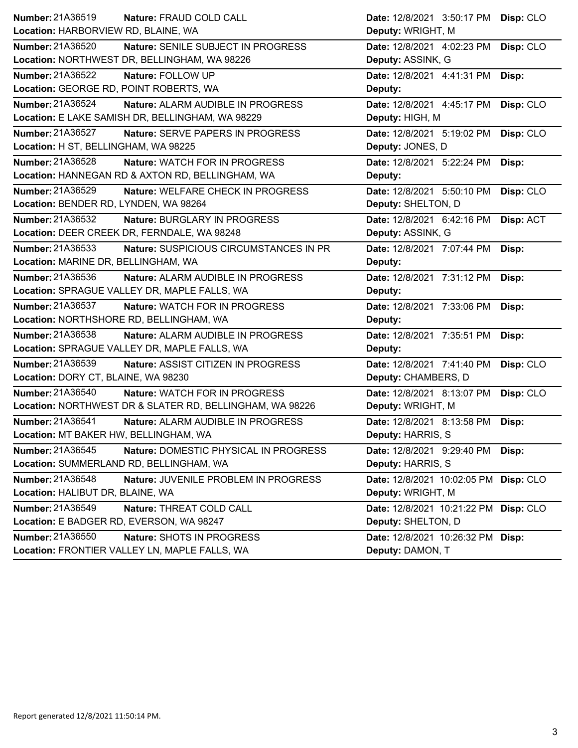**Number:** 21A36519 **Nature:** FRAUD COLD CALL **Date:** 12/8/2021 3:50:17 PM **Disp:** CLO
**Location:** HARBORVIEW RD, BLAINE, WA **Deputy:** WRIGHT, M

**Number:** 21A36520 **Nature:** SENILE SUBJECT IN PROGRESS **Date:** 12/8/2021 4:02:23 PM **Disp:** CLO
**Location:** NORTHWEST DR, BELLINGHAM, WA 98226 **Deputy:** ASSINK, G

**Number:** 21A36522 **Nature:** FOLLOW UP **Date:** 12/8/2021 4:41:31 PM **Disp:**
**Location:** GEORGE RD, POINT ROBERTS, WA **Deputy:**

**Number:** 21A36524 **Nature:** ALARM AUDIBLE IN PROGRESS **Date:** 12/8/2021 4:45:17 PM **Disp:** CLO
**Location:** E LAKE SAMISH DR, BELLINGHAM, WA 98229 **Deputy:** HIGH, M

**Number:** 21A36527 **Nature:** SERVE PAPERS IN PROGRESS **Date:** 12/8/2021 5:19:02 PM **Disp:** CLO
**Location:** H ST, BELLINGHAM, WA 98225 **Deputy:** JONES, D

**Number:** 21A36528 **Nature:** WATCH FOR IN PROGRESS **Date:** 12/8/2021 5:22:24 PM **Disp:**
**Location:** HANNEGAN RD & AXTON RD, BELLINGHAM, WA **Deputy:**

**Number:** 21A36529 **Nature:** WELFARE CHECK IN PROGRESS **Date:** 12/8/2021 5:50:10 PM **Disp:** CLO
**Location:** BENDER RD, LYNDEN, WA 98264 **Deputy:** SHELTON, D

**Number:** 21A36532 **Nature:** BURGLARY IN PROGRESS **Date:** 12/8/2021 6:42:16 PM **Disp:** ACT
**Location:** DEER CREEK DR, FERNDALE, WA 98248 **Deputy:** ASSINK, G

**Number:** 21A36533 **Nature:** SUSPICIOUS CIRCUMSTANCES IN PR **Date:** 12/8/2021 7:07:44 PM **Disp:**
**Location:** MARINE DR, BELLINGHAM, WA **Deputy:**

**Number:** 21A36536 **Nature:** ALARM AUDIBLE IN PROGRESS **Date:** 12/8/2021 7:31:12 PM **Disp:**
**Location:** SPRAGUE VALLEY DR, MAPLE FALLS, WA **Deputy:**

**Number:** 21A36537 **Nature:** WATCH FOR IN PROGRESS **Date:** 12/8/2021 7:33:06 PM **Disp:**
**Location:** NORTHSHORE RD, BELLINGHAM, WA **Deputy:**

**Number:** 21A36538 **Nature:** ALARM AUDIBLE IN PROGRESS **Date:** 12/8/2021 7:35:51 PM **Disp:**
**Location:** SPRAGUE VALLEY DR, MAPLE FALLS, WA **Deputy:**

**Number:** 21A36539 **Nature:** ASSIST CITIZEN IN PROGRESS **Date:** 12/8/2021 7:41:40 PM **Disp:** CLO
**Location:** DORY CT, BLAINE, WA 98230 **Deputy:** CHAMBERS, D

**Number:** 21A36540 **Nature:** WATCH FOR IN PROGRESS **Date:** 12/8/2021 8:13:07 PM **Disp:** CLO
**Location:** NORTHWEST DR & SLATER RD, BELLINGHAM, WA 98226 **Deputy:** WRIGHT, M

**Number:** 21A36541 **Nature:** ALARM AUDIBLE IN PROGRESS **Date:** 12/8/2021 8:13:58 PM **Disp:**
**Location:** MT BAKER HW, BELLINGHAM, WA **Deputy:** HARRIS, S

**Number:** 21A36545 **Nature:** DOMESTIC PHYSICAL IN PROGRESS **Date:** 12/8/2021 9:29:40 PM **Disp:**
**Location:** SUMMERLAND RD, BELLINGHAM, WA **Deputy:** HARRIS, S

**Number:** 21A36548 **Nature:** JUVENILE PROBLEM IN PROGRESS **Date:** 12/8/2021 10:02:05 PM **Disp:** CLO
**Location:** HALIBUT DR, BLAINE, WA **Deputy:** WRIGHT, M

**Number:** 21A36549 **Nature:** THREAT COLD CALL **Date:** 12/8/2021 10:21:22 PM **Disp:** CLO
**Location:** E BADGER RD, EVERSON, WA 98247 **Deputy:** SHELTON, D

**Number:** 21A36550 **Nature:** SHOTS IN PROGRESS **Date:** 12/8/2021 10:26:32 PM **Disp:**
**Location:** FRONTIER VALLEY LN, MAPLE FALLS, WA **Deputy:** DAMON, T

Report generated 12/8/2021 11:50:14 PM.